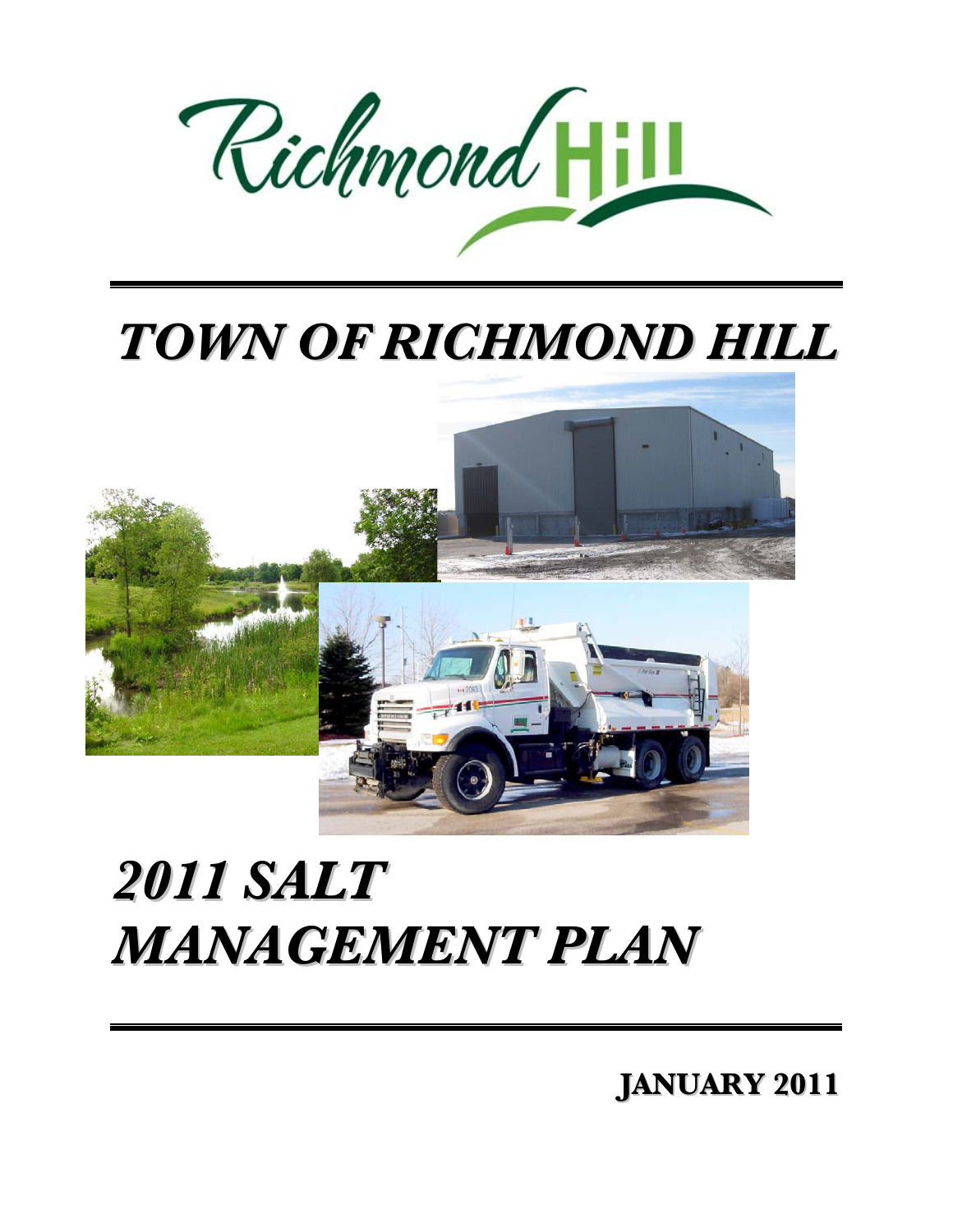Richmond Hill

# TOWN OF RICHMOND HILL

# 2011 SALT MANAGEMENT PLAN

**JANUARY 2011**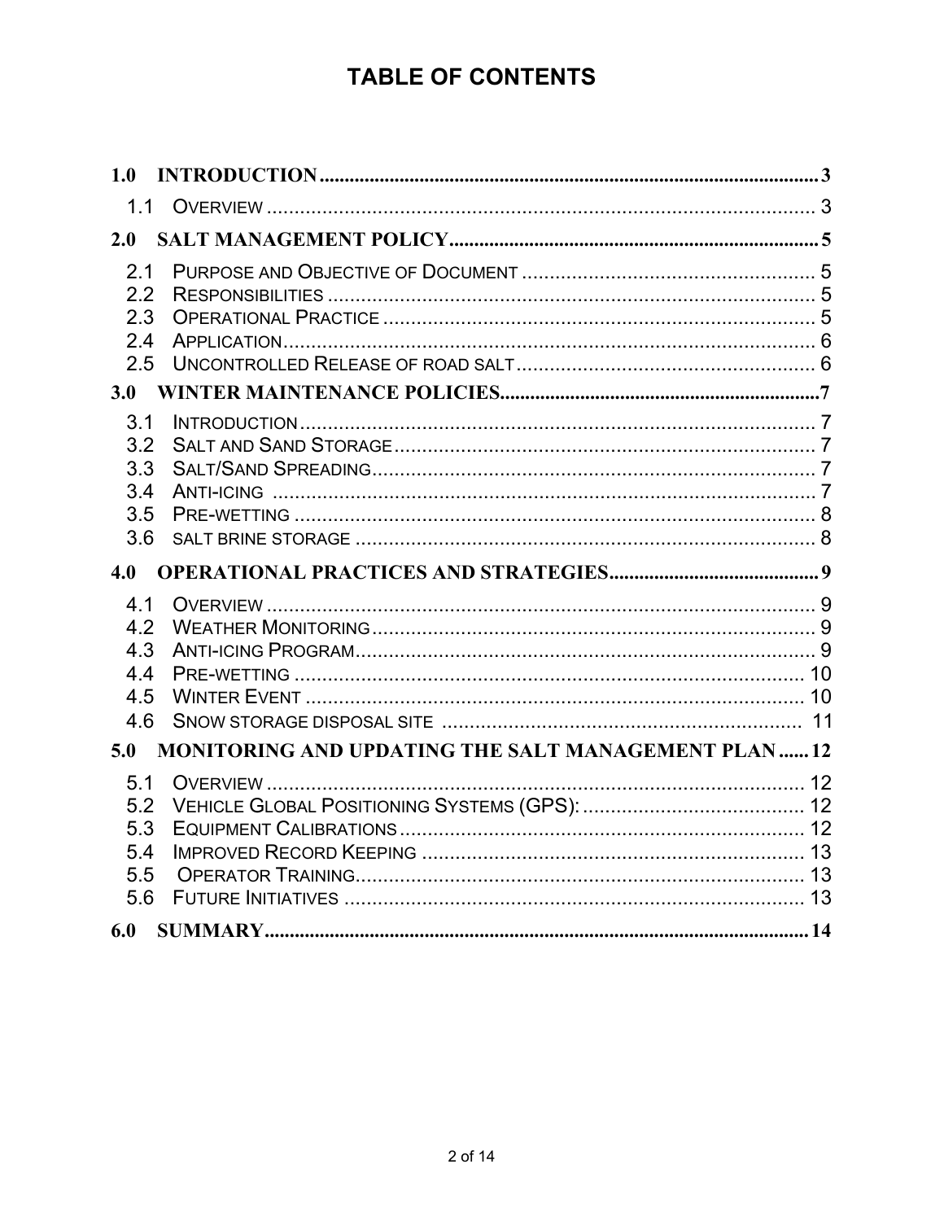# TABLE OF CONTENTS

| | | |
|---|---|---|
| **1.0** | **INTRODUCTION** | **3** |
| 1.1 | OVERVIEW | 3 |
| **2.0** | **SALT MANAGEMENT POLICY** | **5** |
| 2.1 | PURPOSE AND OBJECTIVE OF DOCUMENT | 5 |
| 2.2 | RESPONSIBILITIES | 5 |
| 2.3 | OPERATIONAL PRACTICE | 5 |
| 2.4 | APPLICATION | 6 |
| 2.5 | UNCONTROLLED RELEASE OF ROAD SALT | 6 |
| **3.0** | **WINTER MAINTENANCE POLICIES** | **7** |
| 3.1 | INTRODUCTION | 7 |
| 3.2 | SALT AND SAND STORAGE | 7 |
| 3.3 | SALT/SAND SPREADING | 7 |
| 3.4 | ANTI-ICING | 7 |
| 3.5 | PRE-WETTING | 8 |
| 3.6 | SALT BRINE STORAGE | 8 |
| **4.0** | **OPERATIONAL PRACTICES AND STRATEGIES** | **9** |
| 4.1 | OVERVIEW | 9 |
| 4.2 | WEATHER MONITORING | 9 |
| 4.3 | ANTI-ICING PROGRAM | 9 |
| 4.4 | PRE-WETTING | 10 |
| 4.5 | WINTER EVENT | 10 |
| 4.6 | SNOW STORAGE DISPOSAL SITE | 11 |
| **5.0** | **MONITORING AND UPDATING THE SALT MANAGEMENT PLAN** | **12** |
| 5.1 | OVERVIEW | 12 |
| 5.2 | VEHICLE GLOBAL POSITIONING SYSTEMS (GPS): | 12 |
| 5.3 | EQUIPMENT CALIBRATIONS | 12 |
| 5.4 | IMPROVED RECORD KEEPING | 13 |
| 5.5 | OPERATOR TRAINING | 13 |
| 5.6 | FUTURE INITIATIVES | 13 |
| **6.0** | **SUMMARY** | **14** |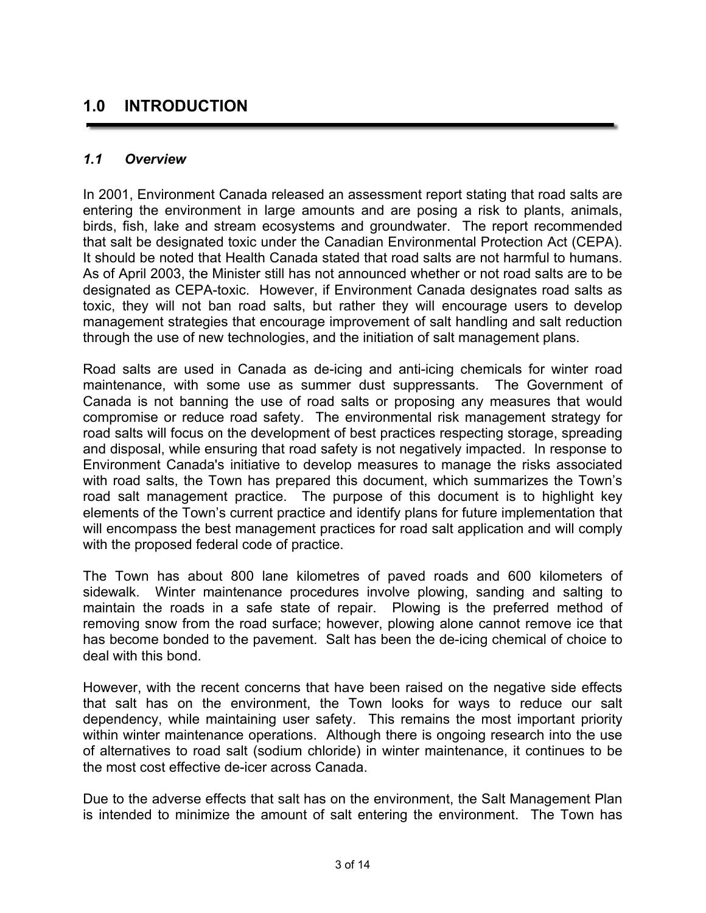# 1.0 INTRODUCTION

## *1.1 Overview*

In 2001, Environment Canada released an assessment report stating that road salts are entering the environment in large amounts and are posing a risk to plants, animals, birds, fish, lake and stream ecosystems and groundwater. The report recommended that salt be designated toxic under the Canadian Environmental Protection Act (CEPA). It should be noted that Health Canada stated that road salts are not harmful to humans. As of April 2003, the Minister still has not announced whether or not road salts are to be designated as CEPA-toxic. However, if Environment Canada designates road salts as toxic, they will not ban road salts, but rather they will encourage users to develop management strategies that encourage improvement of salt handling and salt reduction through the use of new technologies, and the initiation of salt management plans.

Road salts are used in Canada as de-icing and anti-icing chemicals for winter road maintenance, with some use as summer dust suppressants. The Government of Canada is not banning the use of road salts or proposing any measures that would compromise or reduce road safety. The environmental risk management strategy for road salts will focus on the development of best practices respecting storage, spreading and disposal, while ensuring that road safety is not negatively impacted. In response to Environment Canada's initiative to develop measures to manage the risks associated with road salts, the Town has prepared this document, which summarizes the Town's road salt management practice. The purpose of this document is to highlight key elements of the Town's current practice and identify plans for future implementation that will encompass the best management practices for road salt application and will comply with the proposed federal code of practice.

The Town has about 800 lane kilometres of paved roads and 600 kilometers of sidewalk. Winter maintenance procedures involve plowing, sanding and salting to maintain the roads in a safe state of repair. Plowing is the preferred method of removing snow from the road surface; however, plowing alone cannot remove ice that has become bonded to the pavement. Salt has been the de-icing chemical of choice to deal with this bond.

However, with the recent concerns that have been raised on the negative side effects that salt has on the environment, the Town looks for ways to reduce our salt dependency, while maintaining user safety. This remains the most important priority within winter maintenance operations. Although there is ongoing research into the use of alternatives to road salt (sodium chloride) in winter maintenance, it continues to be the most cost effective de-icer across Canada.

Due to the adverse effects that salt has on the environment, the Salt Management Plan is intended to minimize the amount of salt entering the environment. The Town has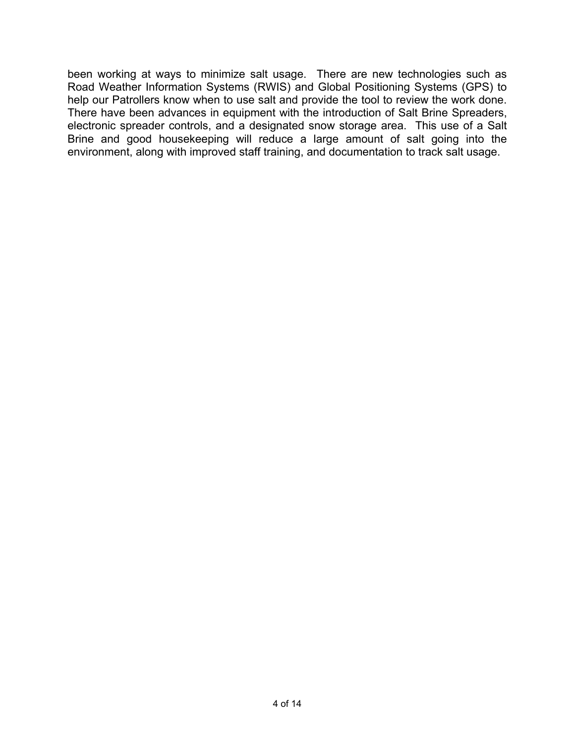been working at ways to minimize salt usage. There are new technologies such as Road Weather Information Systems (RWIS) and Global Positioning Systems (GPS) to help our Patrollers know when to use salt and provide the tool to review the work done. There have been advances in equipment with the introduction of Salt Brine Spreaders, electronic spreader controls, and a designated snow storage area. This use of a Salt Brine and good housekeeping will reduce a large amount of salt going into the environment, along with improved staff training, and documentation to track salt usage.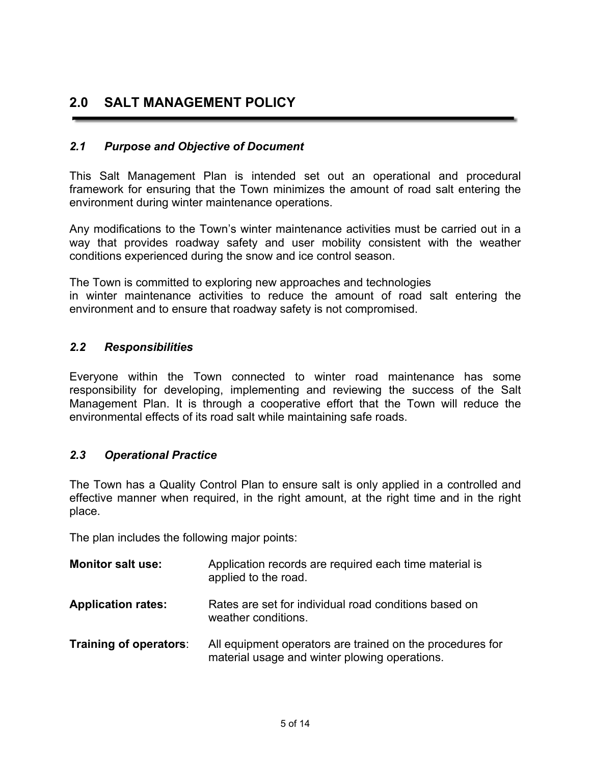## 2.0 SALT MANAGEMENT POLICY

### *2.1 Purpose and Objective of Document*

This Salt Management Plan is intended set out an operational and procedural framework for ensuring that the Town minimizes the amount of road salt entering the environment during winter maintenance operations.

Any modifications to the Town's winter maintenance activities must be carried out in a way that provides roadway safety and user mobility consistent with the weather conditions experienced during the snow and ice control season.

The Town is committed to exploring new approaches and technologies in winter maintenance activities to reduce the amount of road salt entering the environment and to ensure that roadway safety is not compromised.

### *2.2 Responsibilities*

Everyone within the Town connected to winter road maintenance has some responsibility for developing, implementing and reviewing the success of the Salt Management Plan. It is through a cooperative effort that the Town will reduce the environmental effects of its road salt while maintaining safe roads.

### *2.3 Operational Practice*

The Town has a Quality Control Plan to ensure salt is only applied in a controlled and effective manner when required, in the right amount, at the right time and in the right place.

The plan includes the following major points:

**Monitor salt use:** Application records are required each time material is applied to the road.

**Application rates:** Rates are set for individual road conditions based on weather conditions.

**Training of operators**: All equipment operators are trained on the procedures for material usage and winter plowing operations.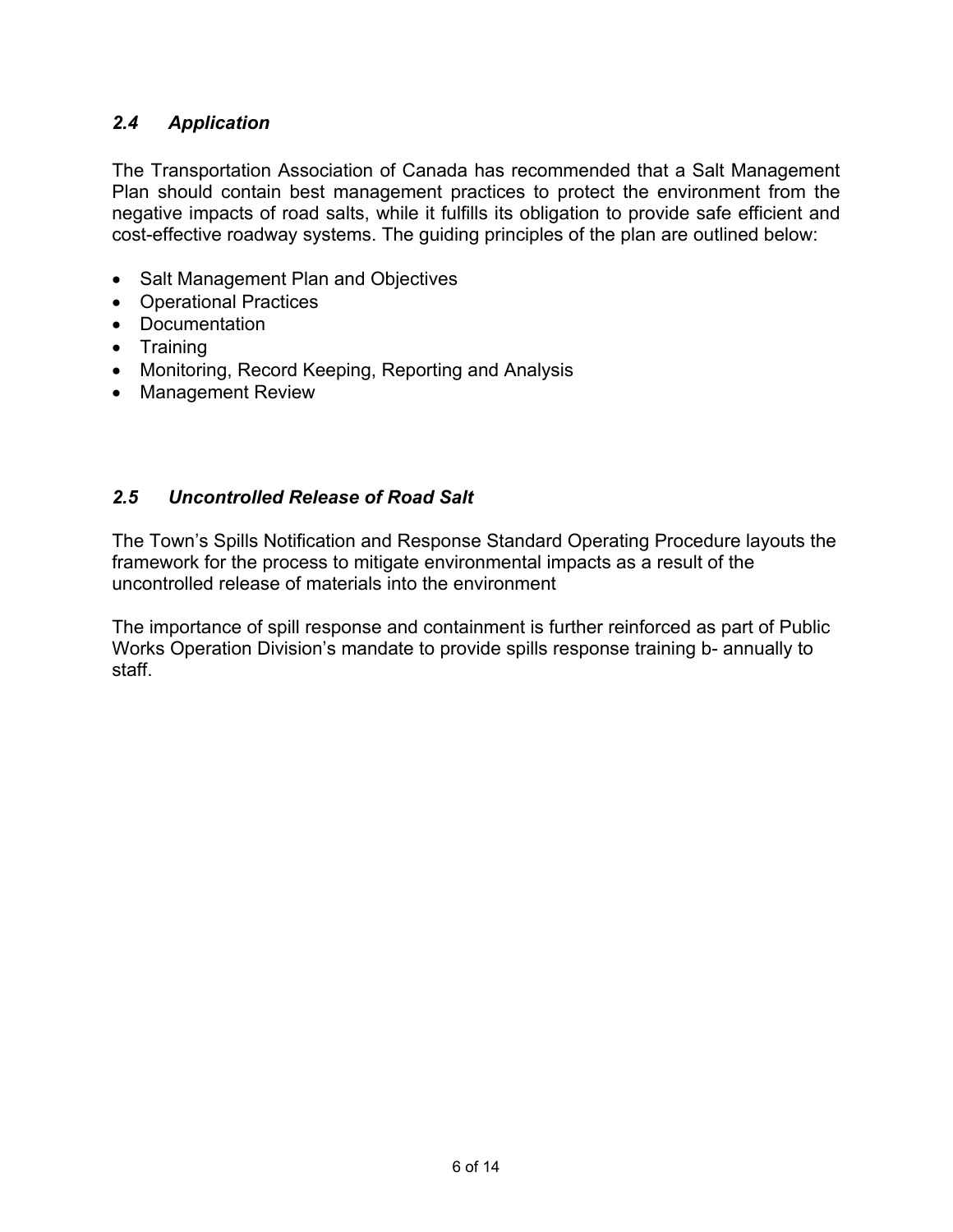### *2.4 Application*

The Transportation Association of Canada has recommended that a Salt Management Plan should contain best management practices to protect the environment from the negative impacts of road salts, while it fulfills its obligation to provide safe efficient and cost-effective roadway systems. The guiding principles of the plan are outlined below:

- Salt Management Plan and Objectives
- Operational Practices
- Documentation
- Training
- Monitoring, Record Keeping, Reporting and Analysis
- Management Review

### *2.5 Uncontrolled Release of Road Salt*

The Town's Spills Notification and Response Standard Operating Procedure layouts the framework for the process to mitigate environmental impacts as a result of the uncontrolled release of materials into the environment

The importance of spill response and containment is further reinforced as part of Public Works Operation Division's mandate to provide spills response training b- annually to staff.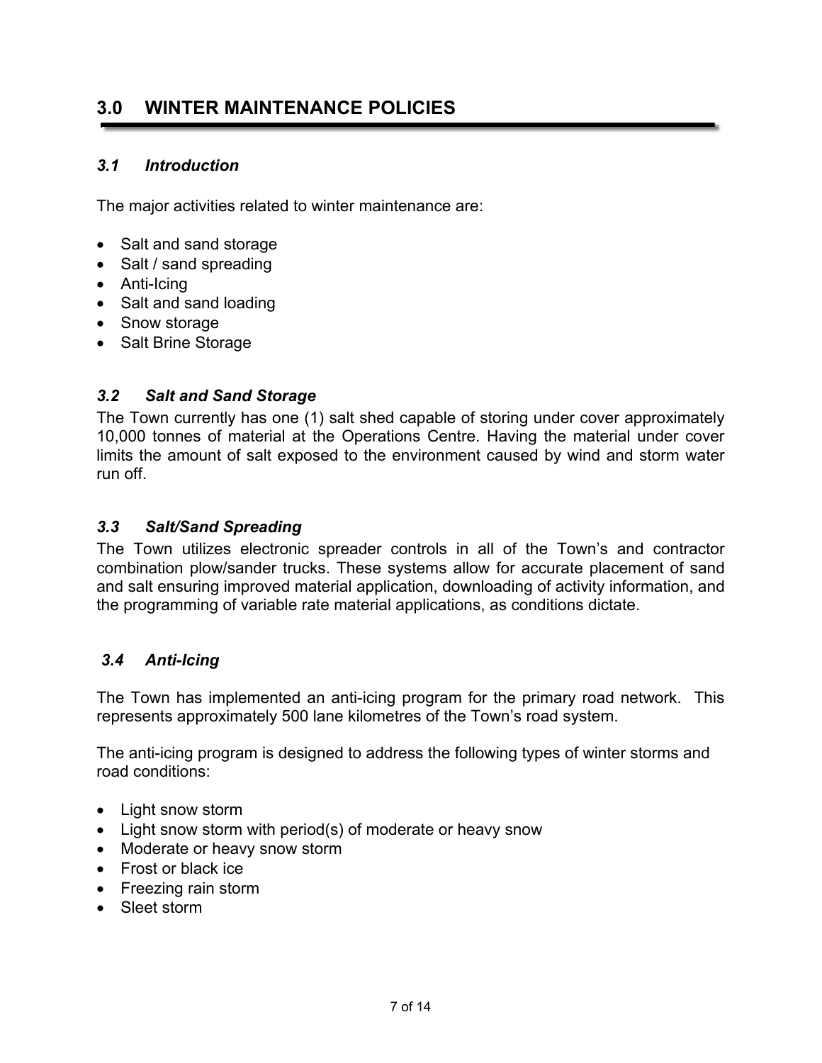# 3.0 WINTER MAINTENANCE POLICIES

## *3.1 Introduction*

The major activities related to winter maintenance are:

- Salt and sand storage
- Salt / sand spreading
- Anti-Icing
- Salt and sand loading
- Snow storage
- Salt Brine Storage

## *3.2 Salt and Sand Storage*

The Town currently has one (1) salt shed capable of storing under cover approximately 10,000 tonnes of material at the Operations Centre. Having the material under cover limits the amount of salt exposed to the environment caused by wind and storm water run off.

## *3.3 Salt/Sand Spreading*

The Town utilizes electronic spreader controls in all of the Town's and contractor combination plow/sander trucks. These systems allow for accurate placement of sand and salt ensuring improved material application, downloading of activity information, and the programming of variable rate material applications, as conditions dictate.

## *3.4 Anti-Icing*

The Town has implemented an anti-icing program for the primary road network. This represents approximately 500 lane kilometres of the Town's road system.

The anti-icing program is designed to address the following types of winter storms and road conditions:

- Light snow storm
- Light snow storm with period(s) of moderate or heavy snow
- Moderate or heavy snow storm
- Frost or black ice
- Freezing rain storm
- Sleet storm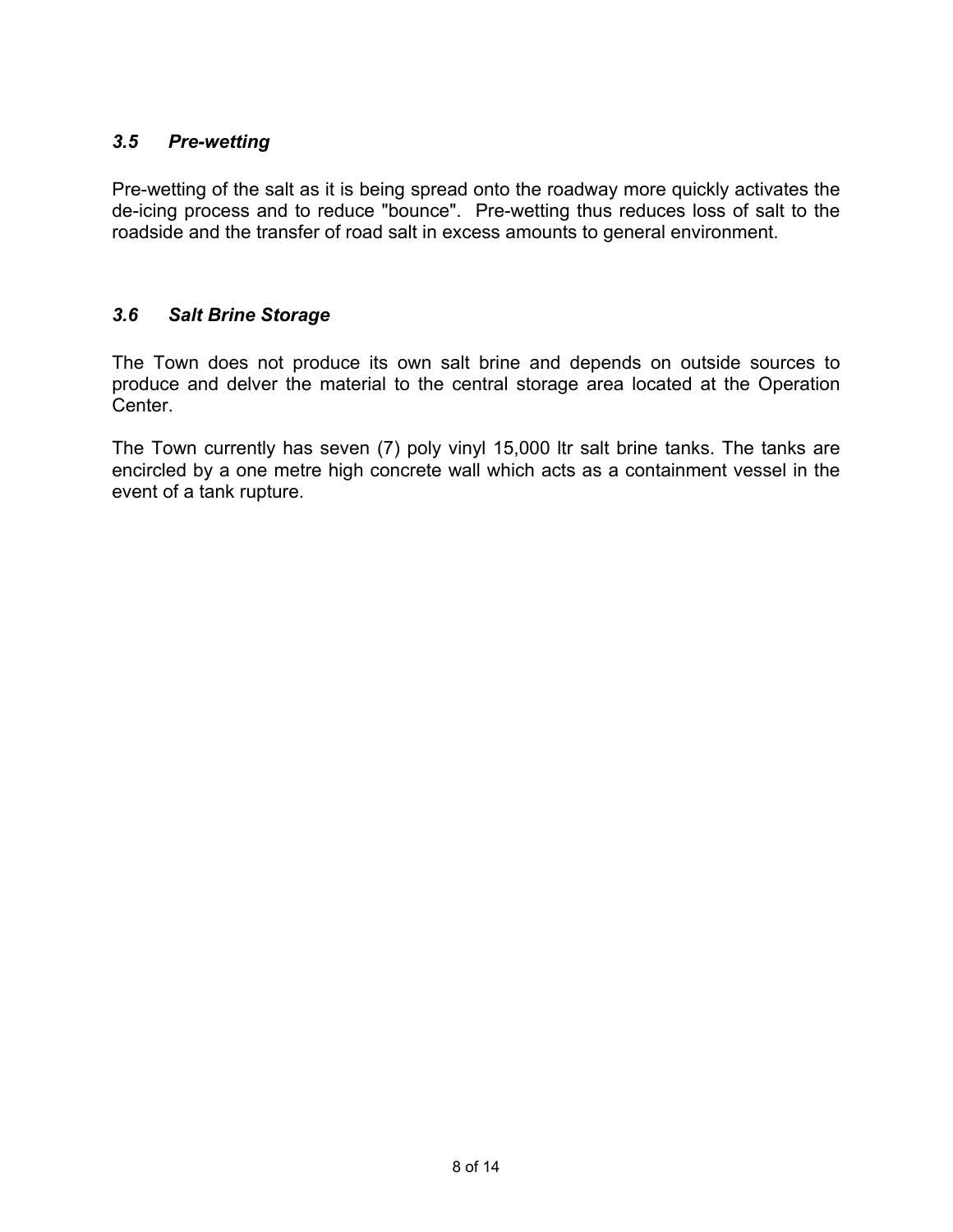### *3.5 Pre-wetting*

Pre-wetting of the salt as it is being spread onto the roadway more quickly activates the de-icing process and to reduce "bounce". Pre-wetting thus reduces loss of salt to the roadside and the transfer of road salt in excess amounts to general environment.

### *3.6 Salt Brine Storage*

The Town does not produce its own salt brine and depends on outside sources to produce and delver the material to the central storage area located at the Operation Center.

The Town currently has seven (7) poly vinyl 15,000 ltr salt brine tanks. The tanks are encircled by a one metre high concrete wall which acts as a containment vessel in the event of a tank rupture.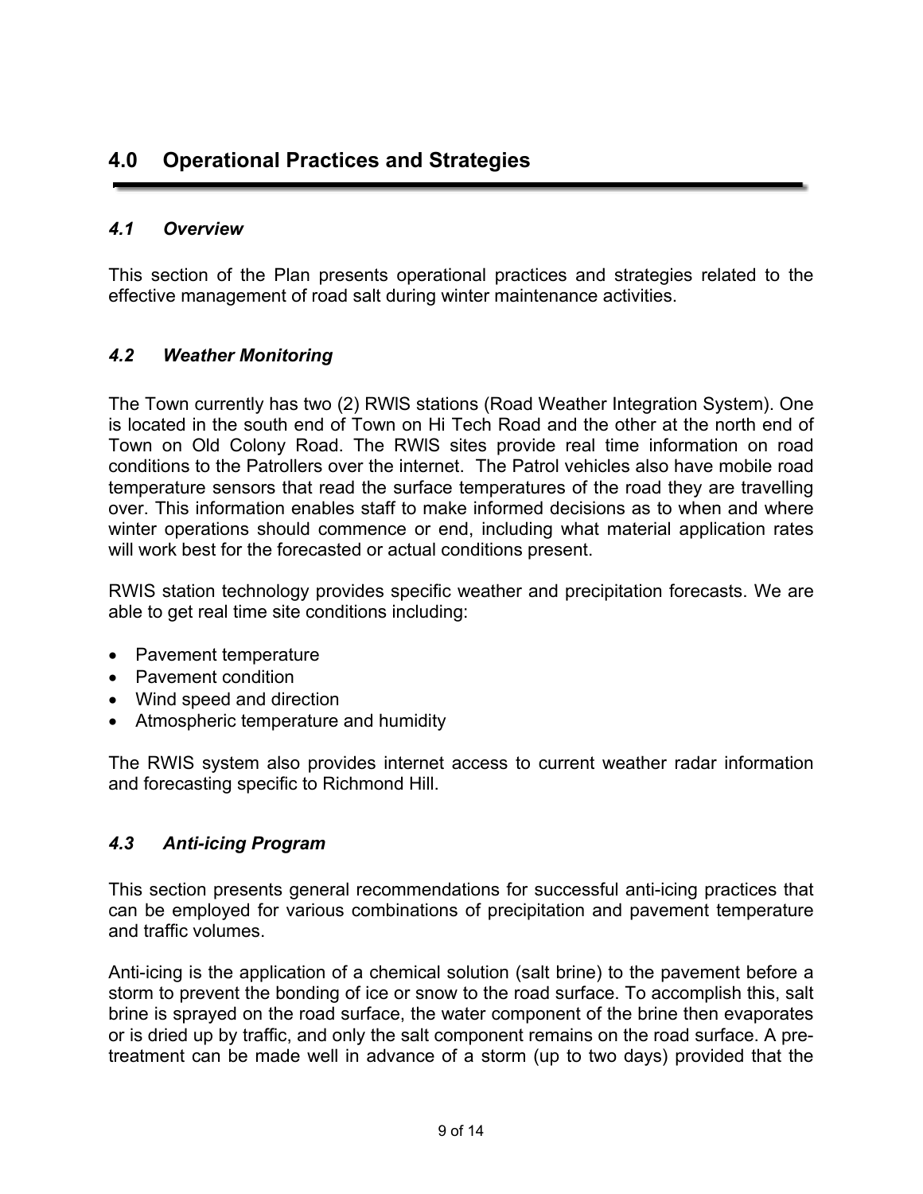# 4.0 Operational Practices and Strategies

## *4.1 Overview*

This section of the Plan presents operational practices and strategies related to the effective management of road salt during winter maintenance activities.

## *4.2 Weather Monitoring*

The Town currently has two (2) RWIS stations (Road Weather Integration System). One is located in the south end of Town on Hi Tech Road and the other at the north end of Town on Old Colony Road. The RWIS sites provide real time information on road conditions to the Patrollers over the internet. The Patrol vehicles also have mobile road temperature sensors that read the surface temperatures of the road they are travelling over. This information enables staff to make informed decisions as to when and where winter operations should commence or end, including what material application rates will work best for the forecasted or actual conditions present.

RWIS station technology provides specific weather and precipitation forecasts. We are able to get real time site conditions including:

- Pavement temperature
- Pavement condition
- Wind speed and direction
- Atmospheric temperature and humidity

The RWIS system also provides internet access to current weather radar information and forecasting specific to Richmond Hill.

## *4.3 Anti-icing Program*

This section presents general recommendations for successful anti-icing practices that can be employed for various combinations of precipitation and pavement temperature and traffic volumes.

Anti-icing is the application of a chemical solution (salt brine) to the pavement before a storm to prevent the bonding of ice or snow to the road surface. To accomplish this, salt brine is sprayed on the road surface, the water component of the brine then evaporates or is dried up by traffic, and only the salt component remains on the road surface. A pre-treatment can be made well in advance of a storm (up to two days) provided that the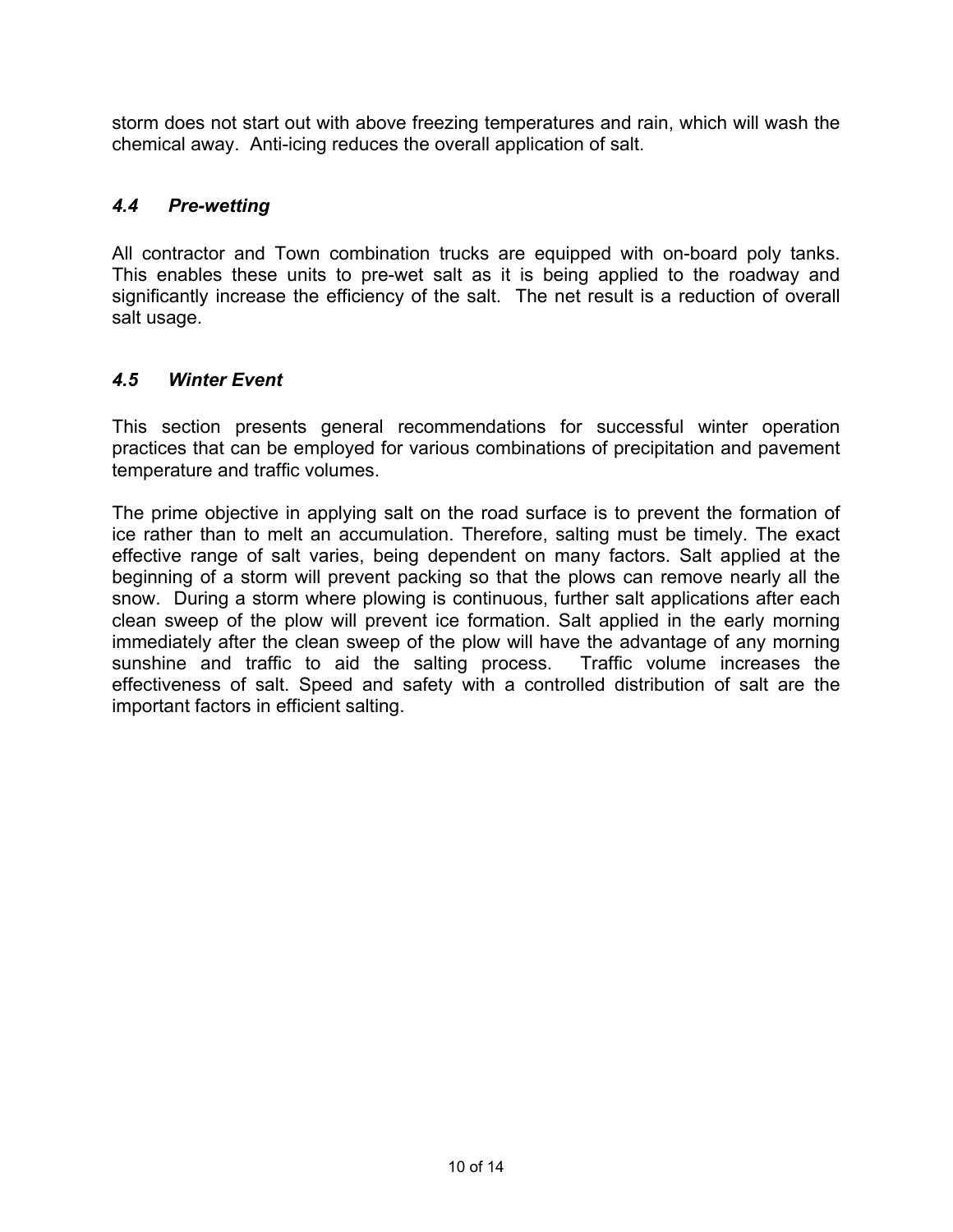storm does not start out with above freezing temperatures and rain, which will wash the chemical away. Anti-icing reduces the overall application of salt.

### *4.4 Pre-wetting*

All contractor and Town combination trucks are equipped with on-board poly tanks. This enables these units to pre-wet salt as it is being applied to the roadway and significantly increase the efficiency of the salt. The net result is a reduction of overall salt usage.

### *4.5 Winter Event*

This section presents general recommendations for successful winter operation practices that can be employed for various combinations of precipitation and pavement temperature and traffic volumes.

The prime objective in applying salt on the road surface is to prevent the formation of ice rather than to melt an accumulation. Therefore, salting must be timely. The exact effective range of salt varies, being dependent on many factors. Salt applied at the beginning of a storm will prevent packing so that the plows can remove nearly all the snow. During a storm where plowing is continuous, further salt applications after each clean sweep of the plow will prevent ice formation. Salt applied in the early morning immediately after the clean sweep of the plow will have the advantage of any morning sunshine and traffic to aid the salting process. Traffic volume increases the effectiveness of salt. Speed and safety with a controlled distribution of salt are the important factors in efficient salting.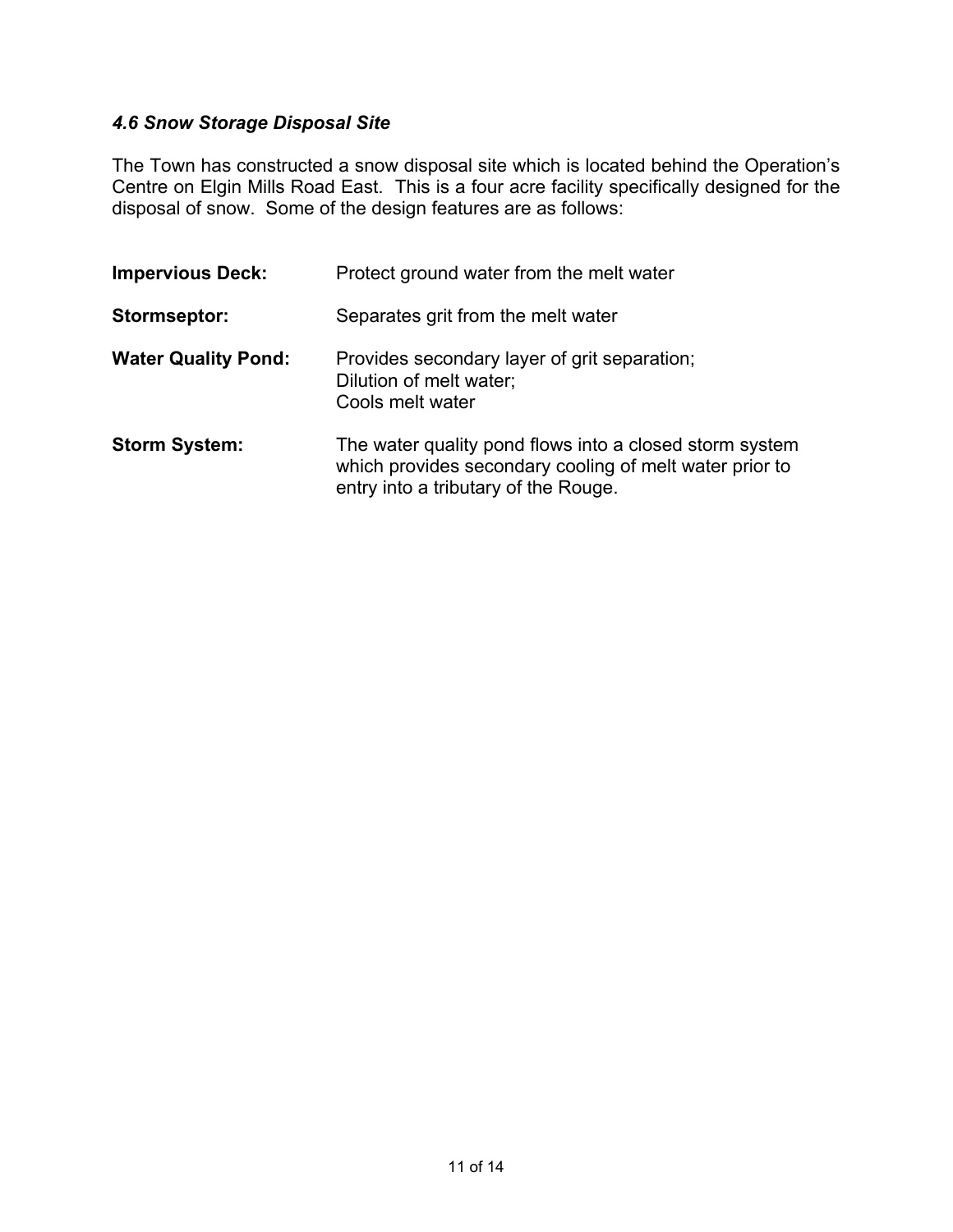### *4.6 Snow Storage Disposal Site*

The Town has constructed a snow disposal site which is located behind the Operation's Centre on Elgin Mills Road East. This is a four acre facility specifically designed for the disposal of snow. Some of the design features are as follows:

**Impervious Deck:** Protect ground water from the melt water

**Stormseptor:** Separates grit from the melt water

**Water Quality Pond:** Provides secondary layer of grit separation;
Dilution of melt water;
Cools melt water

**Storm System:** The water quality pond flows into a closed storm system which provides secondary cooling of melt water prior to entry into a tributary of the Rouge.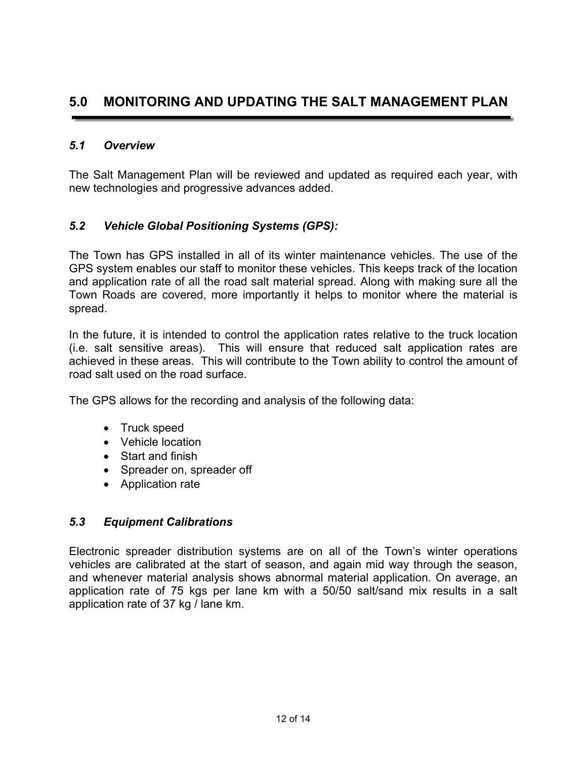# 5.0 MONITORING AND UPDATING THE SALT MANAGEMENT PLAN

### *5.1 Overview*

The Salt Management Plan will be reviewed and updated as required each year, with new technologies and progressive advances added.

### *5.2 Vehicle Global Positioning Systems (GPS):*

The Town has GPS installed in all of its winter maintenance vehicles. The use of the GPS system enables our staff to monitor these vehicles. This keeps track of the location and application rate of all the road salt material spread. Along with making sure all the Town Roads are covered, more importantly it helps to monitor where the material is spread.

In the future, it is intended to control the application rates relative to the truck location (i.e. salt sensitive areas). This will ensure that reduced salt application rates are achieved in these areas. This will contribute to the Town ability to control the amount of road salt used on the road surface.

The GPS allows for the recording and analysis of the following data:

- Truck speed
- Vehicle location
- Start and finish
- Spreader on, spreader off
- Application rate

### *5.3 Equipment Calibrations*

Electronic spreader distribution systems are on all of the Town's winter operations vehicles are calibrated at the start of season, and again mid way through the season, and whenever material analysis shows abnormal material application. On average, an application rate of 75 kgs per lane km with a 50/50 salt/sand mix results in a salt application rate of 37 kg / lane km.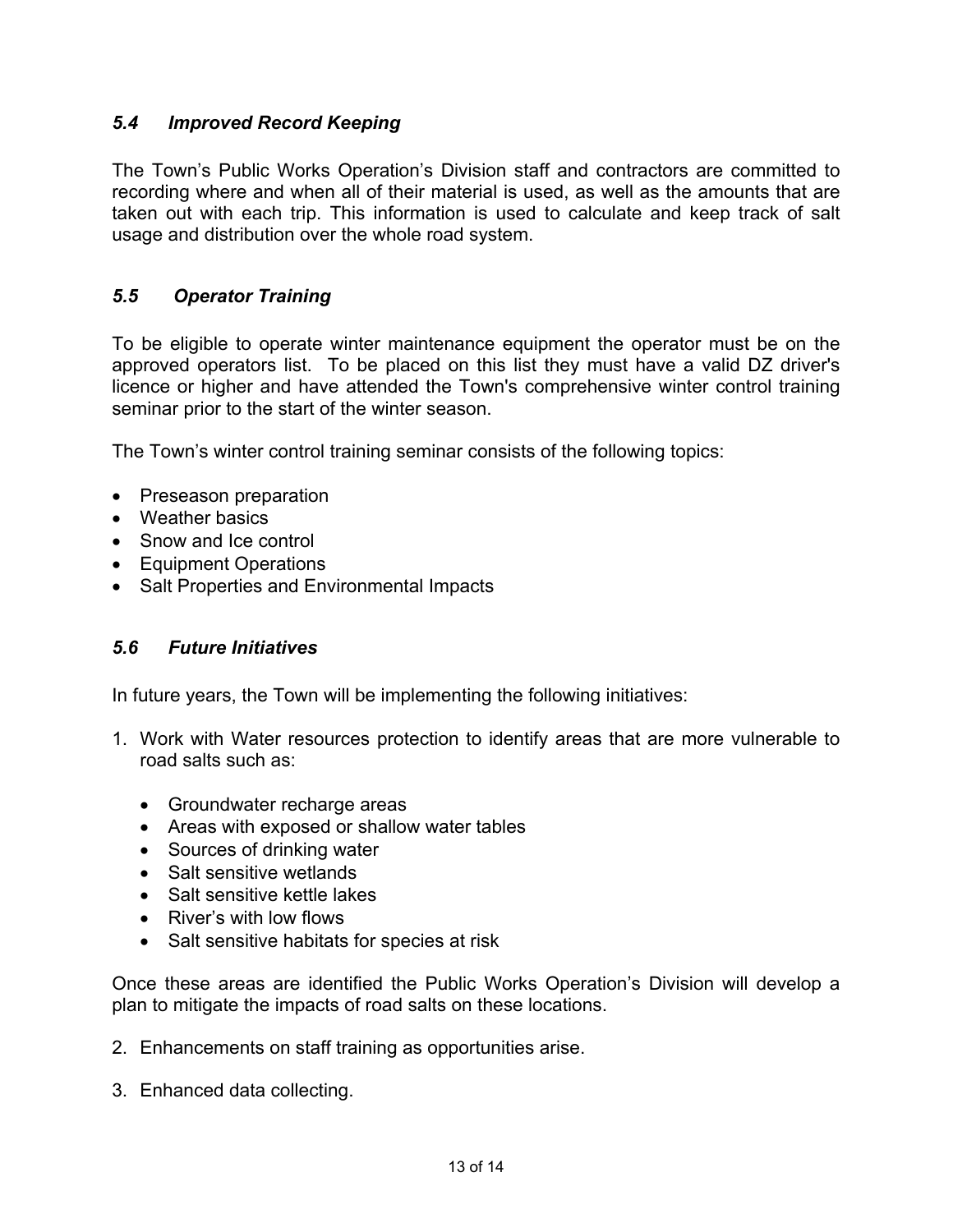### *5.4 Improved Record Keeping*

The Town's Public Works Operation's Division staff and contractors are committed to recording where and when all of their material is used, as well as the amounts that are taken out with each trip. This information is used to calculate and keep track of salt usage and distribution over the whole road system.

### *5.5 Operator Training*

To be eligible to operate winter maintenance equipment the operator must be on the approved operators list. To be placed on this list they must have a valid DZ driver's licence or higher and have attended the Town's comprehensive winter control training seminar prior to the start of the winter season.

The Town's winter control training seminar consists of the following topics:

- Preseason preparation
- Weather basics
- Snow and Ice control
- Equipment Operations
- Salt Properties and Environmental Impacts

### *5.6 Future Initiatives*

In future years, the Town will be implementing the following initiatives:

1. Work with Water resources protection to identify areas that are more vulnerable to road salts such as:

   - Groundwater recharge areas
   - Areas with exposed or shallow water tables
   - Sources of drinking water
   - Salt sensitive wetlands
   - Salt sensitive kettle lakes
   - River's with low flows
   - Salt sensitive habitats for species at risk

Once these areas are identified the Public Works Operation's Division will develop a plan to mitigate the impacts of road salts on these locations.

2. Enhancements on staff training as opportunities arise.

3. Enhanced data collecting.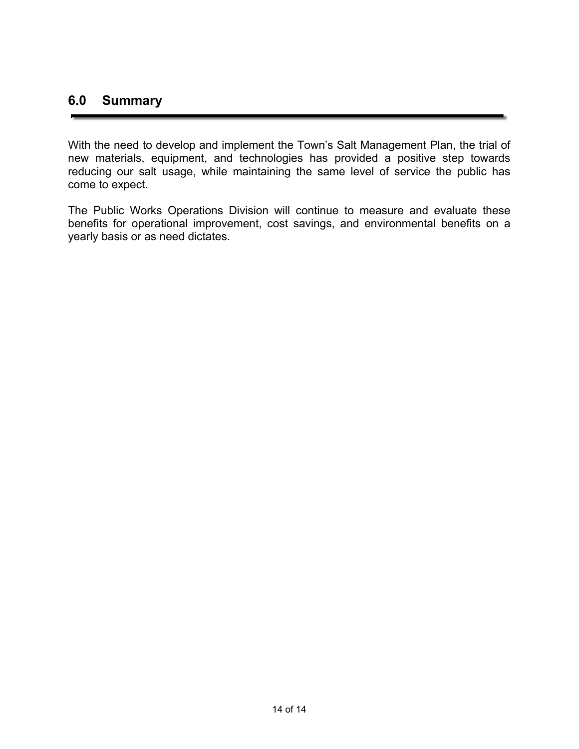## 6.0 Summary

With the need to develop and implement the Town's Salt Management Plan, the trial of new materials, equipment, and technologies has provided a positive step towards reducing our salt usage, while maintaining the same level of service the public has come to expect.

The Public Works Operations Division will continue to measure and evaluate these benefits for operational improvement, cost savings, and environmental benefits on a yearly basis or as need dictates.